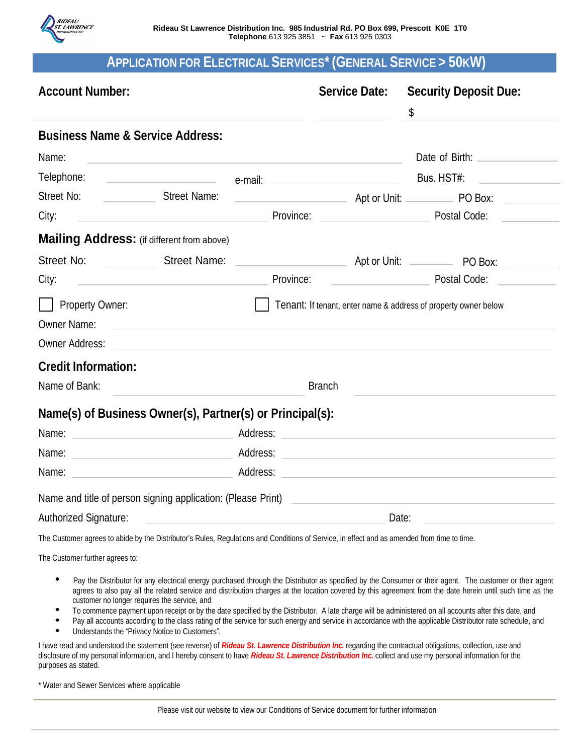Rideau St Lawrence Distribution Inc. 985 Industrial Rd. PO Box 699, Prescott K0E 1T0
**Telephone** 613 925 3851 ~ **Fax** 613 925 0303

# APPLICATION FOR ELECTRICAL SERVICES* (GENERAL SERVICE > 50KW)

**Account Number:** ______________________ **Service Date:** ____________ **Security Deposit Due:** $ ____________

## Business Name & Service Address:

Name: ______________________________________ Date of Birth: ______________

Telephone: ______________ e-mail: ______________________ Bus. HST#: ______________

Street No: ________ Street Name: ______________ Apt or Unit: ________ PO Box: ________

City: ______________________ Province: ______________ Postal Code: ________

## Mailing Address: (if different from above)

Street No: ________ Street Name: ______________ Apt or Unit: ________ PO Box: ________

City: ______________________ Province: ______________ Postal Code: ________

☐ Property Owner: ☐ Tenant: If tenant, enter name & address of property owner below

Owner Name: ______________________________________________

Owner Address: ______________________________________________

## Credit Information:

Name of Bank: ______________________ Branch ______________________

## Name(s) of Business Owner(s), Partner(s) or Principal(s):

Name: ______________________ Address: ______________________________

Name: ______________________ Address: ______________________________

Name: ______________________ Address: ______________________________

Name and title of person signing application: (Please Print) ______________________

Authorized Signature: ______________________________ Date: ______________

The Customer agrees to abide by the Distributor's Rules, Regulations and Conditions of Service, in effect and as amended from time to time.

The Customer further agrees to:

- Pay the Distributor for any electrical energy purchased through the Distributor as specified by the Consumer or their agent. The customer or their agent agrees to also pay all the related service and distribution charges at the location covered by this agreement from the date herein until such time as the customer no longer requires the service, and
- To commence payment upon receipt or by the date specified by the Distributor. A late charge will be administered on all accounts after this date, and
- Pay all accounts according to the class rating of the service for such energy and service in accordance with the applicable Distributor rate schedule, and
- Understands the "Privacy Notice to Customers".

I have read and understood the statement (see reverse) of ***Rideau St. Lawrence Distribution Inc.*** regarding the contractual obligations, collection, use and disclosure of my personal information, and I hereby consent to have ***Rideau St. Lawrence Distribution Inc.*** collect and use my personal information for the purposes as stated.

\* Water and Sewer Services where applicable

Please visit our website to view our Conditions of Service document for further information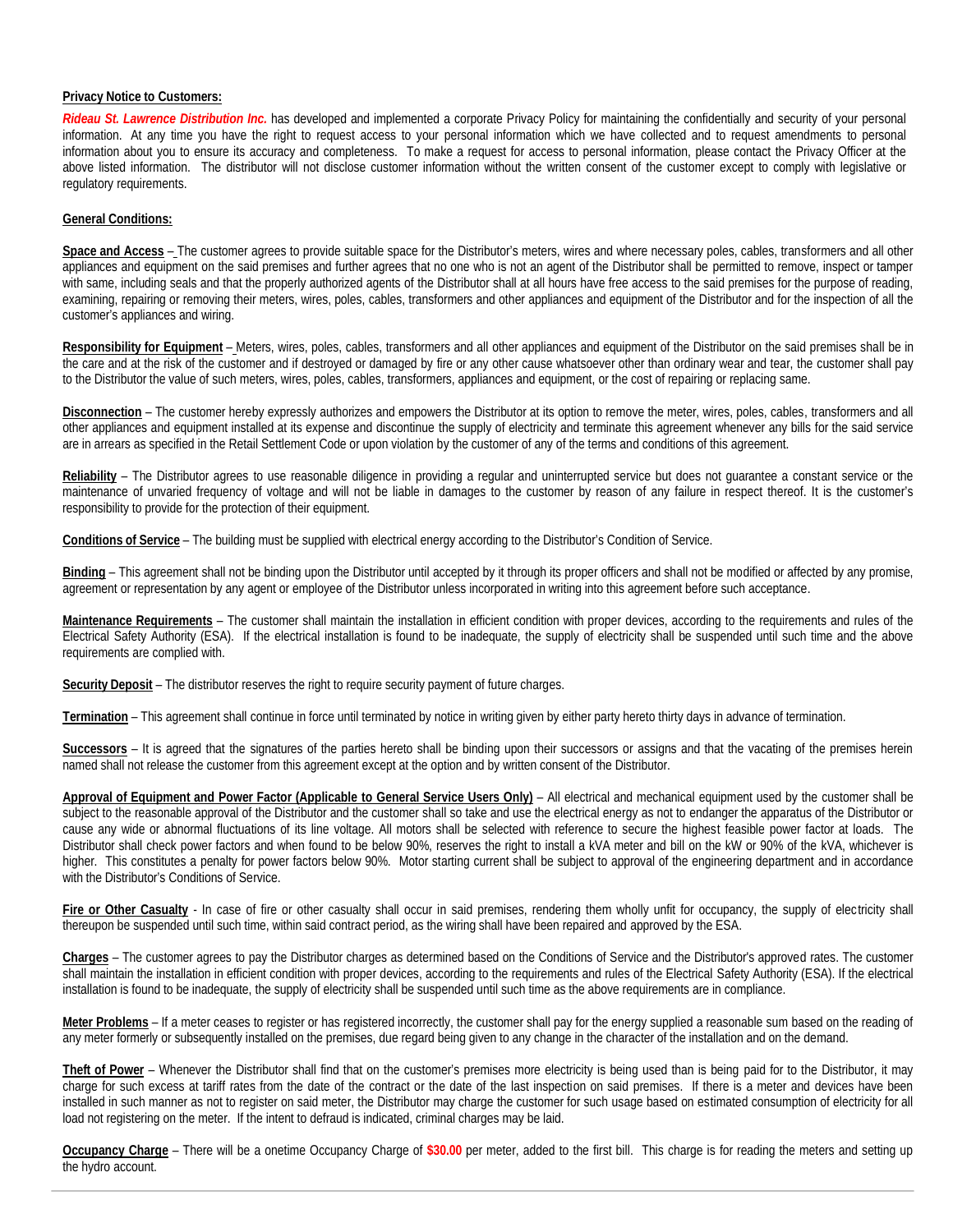**Privacy Notice to Customers:**

***Rideau St. Lawrence Distribution Inc.*** has developed and implemented a corporate Privacy Policy for maintaining the confidentially and security of your personal information. At any time you have the right to request access to your personal information which we have collected and to request amendments to personal information about you to ensure its accuracy and completeness. To make a request for access to personal information, please contact the Privacy Officer at the above listed information. The distributor will not disclose customer information without the written consent of the customer except to comply with legislative or regulatory requirements.

**General Conditions:**

**Space and Access** – The customer agrees to provide suitable space for the Distributor's meters, wires and where necessary poles, cables, transformers and all other appliances and equipment on the said premises and further agrees that no one who is not an agent of the Distributor shall be permitted to remove, inspect or tamper with same, including seals and that the properly authorized agents of the Distributor shall at all hours have free access to the said premises for the purpose of reading, examining, repairing or removing their meters, wires, poles, cables, transformers and other appliances and equipment of the Distributor and for the inspection of all the customer's appliances and wiring.

**Responsibility for Equipment** – Meters, wires, poles, cables, transformers and all other appliances and equipment of the Distributor on the said premises shall be in the care and at the risk of the customer and if destroyed or damaged by fire or any other cause whatsoever other than ordinary wear and tear, the customer shall pay to the Distributor the value of such meters, wires, poles, cables, transformers, appliances and equipment, or the cost of repairing or replacing same.

**Disconnection** – The customer hereby expressly authorizes and empowers the Distributor at its option to remove the meter, wires, poles, cables, transformers and all other appliances and equipment installed at its expense and discontinue the supply of electricity and terminate this agreement whenever any bills for the said service are in arrears as specified in the Retail Settlement Code or upon violation by the customer of any of the terms and conditions of this agreement.

**Reliability** – The Distributor agrees to use reasonable diligence in providing a regular and uninterrupted service but does not guarantee a constant service or the maintenance of unvaried frequency of voltage and will not be liable in damages to the customer by reason of any failure in respect thereof. It is the customer's responsibility to provide for the protection of their equipment.

**Conditions of Service** – The building must be supplied with electrical energy according to the Distributor's Condition of Service.

**Binding** – This agreement shall not be binding upon the Distributor until accepted by it through its proper officers and shall not be modified or affected by any promise, agreement or representation by any agent or employee of the Distributor unless incorporated in writing into this agreement before such acceptance.

**Maintenance Requirements** – The customer shall maintain the installation in efficient condition with proper devices, according to the requirements and rules of the Electrical Safety Authority (ESA). If the electrical installation is found to be inadequate, the supply of electricity shall be suspended until such time and the above requirements are complied with.

**Security Deposit** – The distributor reserves the right to require security payment of future charges.

**Termination** – This agreement shall continue in force until terminated by notice in writing given by either party hereto thirty days in advance of termination.

**Successors** – It is agreed that the signatures of the parties hereto shall be binding upon their successors or assigns and that the vacating of the premises herein named shall not release the customer from this agreement except at the option and by written consent of the Distributor.

**Approval of Equipment and Power Factor (Applicable to General Service Users Only)** – All electrical and mechanical equipment used by the customer shall be subject to the reasonable approval of the Distributor and the customer shall so take and use the electrical energy as not to endanger the apparatus of the Distributor or cause any wide or abnormal fluctuations of its line voltage. All motors shall be selected with reference to secure the highest feasible power factor at loads. The Distributor shall check power factors and when found to be below 90%, reserves the right to install a kVA meter and bill on the kW or 90% of the kVA, whichever is higher. This constitutes a penalty for power factors below 90%. Motor starting current shall be subject to approval of the engineering department and in accordance with the Distributor's Conditions of Service.

**Fire or Other Casualty** - In case of fire or other casualty shall occur in said premises, rendering them wholly unfit for occupancy, the supply of electricity shall thereupon be suspended until such time, within said contract period, as the wiring shall have been repaired and approved by the ESA.

**Charges** – The customer agrees to pay the Distributor charges as determined based on the Conditions of Service and the Distributor's approved rates. The customer shall maintain the installation in efficient condition with proper devices, according to the requirements and rules of the Electrical Safety Authority (ESA). If the electrical installation is found to be inadequate, the supply of electricity shall be suspended until such time as the above requirements are in compliance.

**Meter Problems** – If a meter ceases to register or has registered incorrectly, the customer shall pay for the energy supplied a reasonable sum based on the reading of any meter formerly or subsequently installed on the premises, due regard being given to any change in the character of the installation and on the demand.

**Theft of Power** – Whenever the Distributor shall find that on the customer's premises more electricity is being used than is being paid for to the Distributor, it may charge for such excess at tariff rates from the date of the contract or the date of the last inspection on said premises. If there is a meter and devices have been installed in such manner as not to register on said meter, the Distributor may charge the customer for such usage based on estimated consumption of electricity for all load not registering on the meter. If the intent to defraud is indicated, criminal charges may be laid.

**Occupancy Charge** – There will be a onetime Occupancy Charge of **$30.00** per meter, added to the first bill. This charge is for reading the meters and setting up the hydro account.